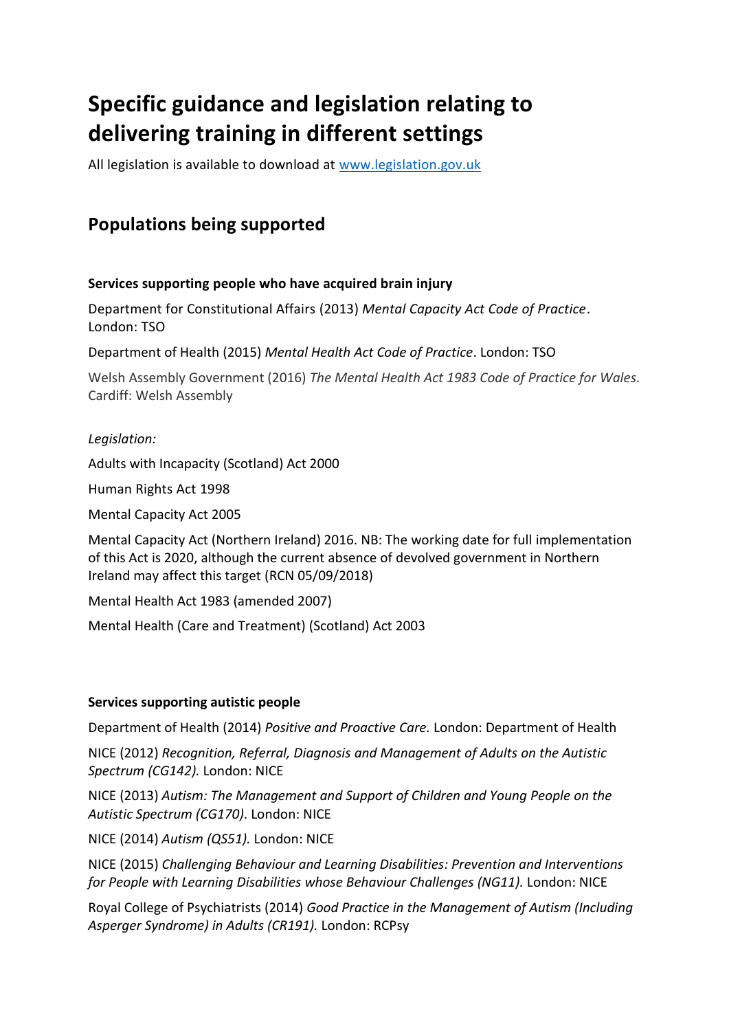# Specific guidance and legislation relating to delivering training in different settings

All legislation is available to download at [www.legislation.gov.uk](http://www.legislation.gov.uk)

## Populations being supported

### Services supporting people who have acquired brain injury

Department for Constitutional Affairs (2013) *Mental Capacity Act Code of Practice*. London: TSO

Department of Health (2015) *Mental Health Act Code of Practice*. London: TSO

Welsh Assembly Government (2016) *The Mental Health Act 1983 Code of Practice for Wales.* Cardiff: Welsh Assembly

*Legislation:*

Adults with Incapacity (Scotland) Act 2000

Human Rights Act 1998

Mental Capacity Act 2005

Mental Capacity Act (Northern Ireland) 2016. NB: The working date for full implementation of this Act is 2020, although the current absence of devolved government in Northern Ireland may affect this target (RCN 05/09/2018)

Mental Health Act 1983 (amended 2007)

Mental Health (Care and Treatment) (Scotland) Act 2003

### Services supporting autistic people

Department of Health (2014) *Positive and Proactive Care.* London: Department of Health

NICE (2012) *Recognition, Referral, Diagnosis and Management of Adults on the Autistic Spectrum (CG142).* London: NICE

NICE (2013) *Autism: The Management and Support of Children and Young People on the Autistic Spectrum (CG170)*. London: NICE

NICE (2014) *Autism (QS51).* London: NICE

NICE (2015) *Challenging Behaviour and Learning Disabilities: Prevention and Interventions for People with Learning Disabilities whose Behaviour Challenges (NG11).* London: NICE

Royal College of Psychiatrists (2014) *Good Practice in the Management of Autism (Including Asperger Syndrome) in Adults (CR191).* London: RCPsy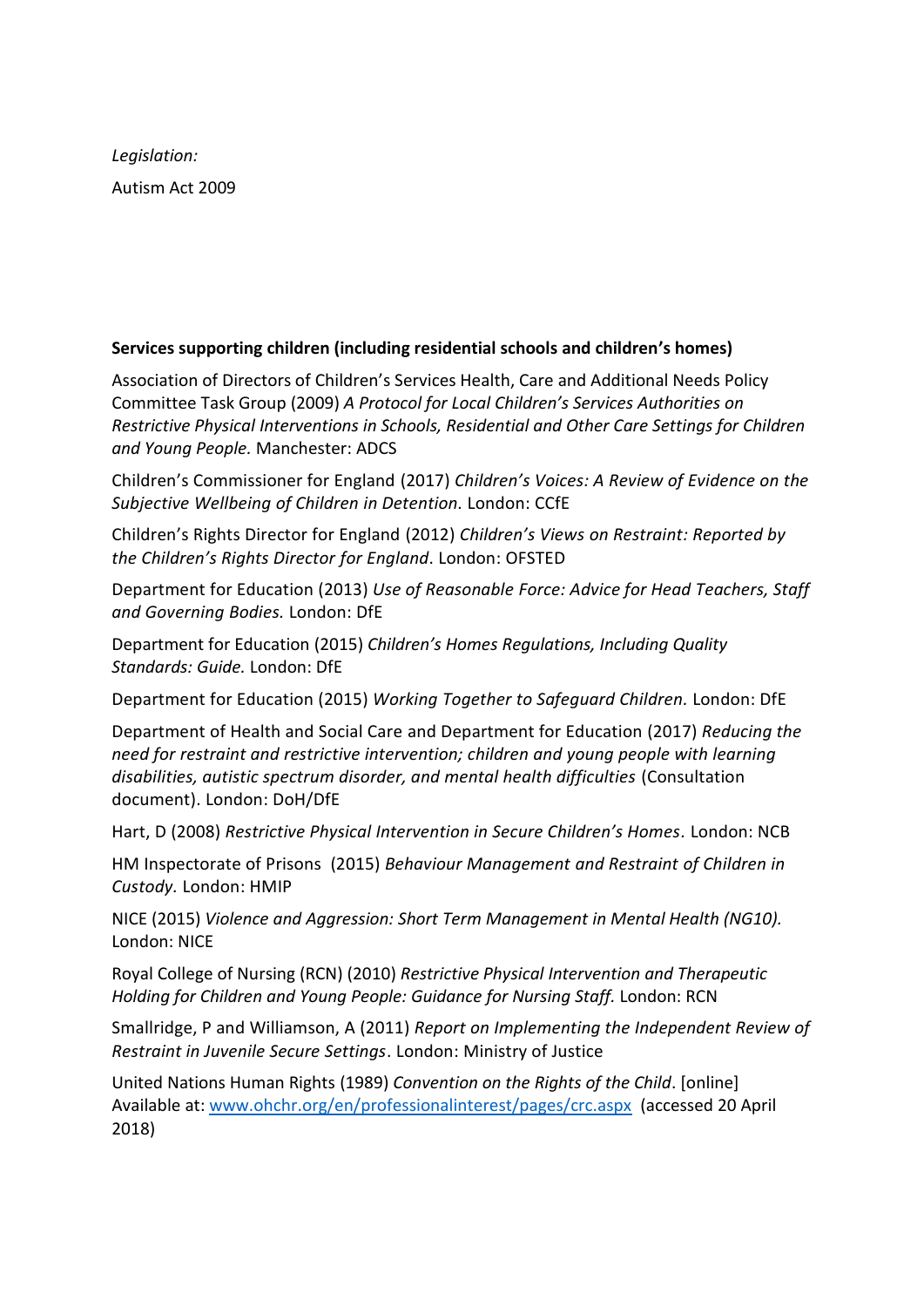*Legislation:*

Autism Act 2009

**Services supporting children (including residential schools and children's homes)**

Association of Directors of Children's Services Health, Care and Additional Needs Policy Committee Task Group (2009) *A Protocol for Local Children's Services Authorities on Restrictive Physical Interventions in Schools, Residential and Other Care Settings for Children and Young People.* Manchester: ADCS

Children's Commissioner for England (2017) *Children's Voices: A Review of Evidence on the Subjective Wellbeing of Children in Detention.* London: CCfE

Children's Rights Director for England (2012) *Children's Views on Restraint: Reported by the Children's Rights Director for England*. London: OFSTED

Department for Education (2013) *Use of Reasonable Force: Advice for Head Teachers, Staff and Governing Bodies.* London: DfE

Department for Education (2015) *Children's Homes Regulations, Including Quality Standards: Guide.* London: DfE

Department for Education (2015) *Working Together to Safeguard Children.* London: DfE

Department of Health and Social Care and Department for Education (2017) *Reducing the need for restraint and restrictive intervention; children and young people with learning disabilities, autistic spectrum disorder, and mental health difficulties* (Consultation document). London: DoH/DfE

Hart, D (2008) *Restrictive Physical Intervention in Secure Children's Homes.* London: NCB

HM Inspectorate of Prisons (2015) *Behaviour Management and Restraint of Children in Custody.* London: HMIP

NICE (2015) *Violence and Aggression: Short Term Management in Mental Health (NG10).* London: NICE

Royal College of Nursing (RCN) (2010) *Restrictive Physical Intervention and Therapeutic Holding for Children and Young People: Guidance for Nursing Staff.* London: RCN

Smallridge, P and Williamson, A (2011) *Report on Implementing the Independent Review of Restraint in Juvenile Secure Settings*. London: Ministry of Justice

United Nations Human Rights (1989) *Convention on the Rights of the Child*. [online] Available at: [www.ohchr.org/en/professionalinterest/pages/crc.aspx](www.ohchr.org/en/professionalinterest/pages/crc.aspx) (accessed 20 April 2018)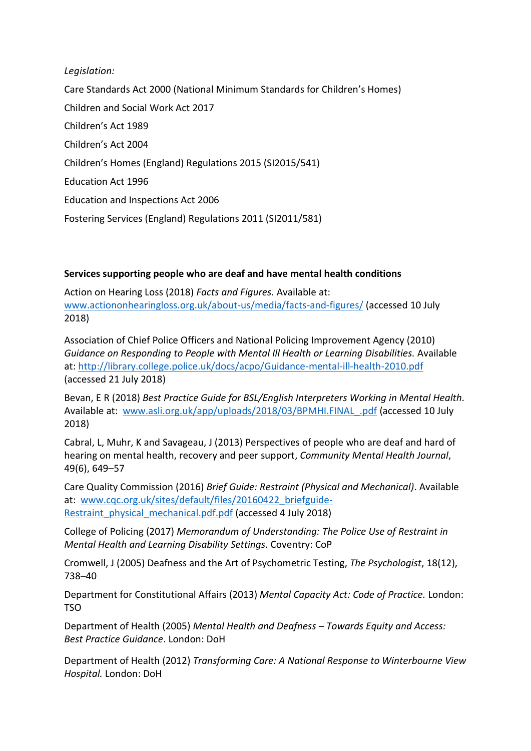*Legislation:*

Care Standards Act 2000 (National Minimum Standards for Children's Homes)

Children and Social Work Act 2017

Children's Act 1989

Children's Act 2004

Children's Homes (England) Regulations 2015 (SI2015/541)

Education Act 1996

Education and Inspections Act 2006

Fostering Services (England) Regulations 2011 (SI2011/581)

**Services supporting people who are deaf and have mental health conditions**

Action on Hearing Loss (2018) *Facts and Figures.* Available at: www.actiononhearingloss.org.uk/about-us/media/facts-and-figures/ (accessed 10 July 2018)

Association of Chief Police Officers and National Policing Improvement Agency (2010) *Guidance on Responding to People with Mental Ill Health or Learning Disabilities.* Available at: http://library.college.police.uk/docs/acpo/Guidance-mental-ill-health-2010.pdf (accessed 21 July 2018)

Bevan, E R (2018) *Best Practice Guide for BSL/English Interpreters Working in Mental Health.* Available at: www.asli.org.uk/app/uploads/2018/03/BPMHI.FINAL_.pdf (accessed 10 July 2018)

Cabral, L, Muhr, K and Savageau, J (2013) Perspectives of people who are deaf and hard of hearing on mental health, recovery and peer support, *Community Mental Health Journal*, 49(6), 649–57

Care Quality Commission (2016) *Brief Guide: Restraint (Physical and Mechanical)*. Available at: www.cqc.org.uk/sites/default/files/20160422_briefguide-Restraint_physical_mechanical.pdf.pdf (accessed 4 July 2018)

College of Policing (2017) *Memorandum of Understanding: The Police Use of Restraint in Mental Health and Learning Disability Settings.* Coventry: CoP

Cromwell, J (2005) Deafness and the Art of Psychometric Testing, *The Psychologist*, 18(12), 738–40

Department for Constitutional Affairs (2013) *Mental Capacity Act: Code of Practice.* London: TSO

Department of Health (2005) *Mental Health and Deafness – Towards Equity and Access: Best Practice Guidance*. London: DoH

Department of Health (2012) *Transforming Care: A National Response to Winterbourne View Hospital.* London: DoH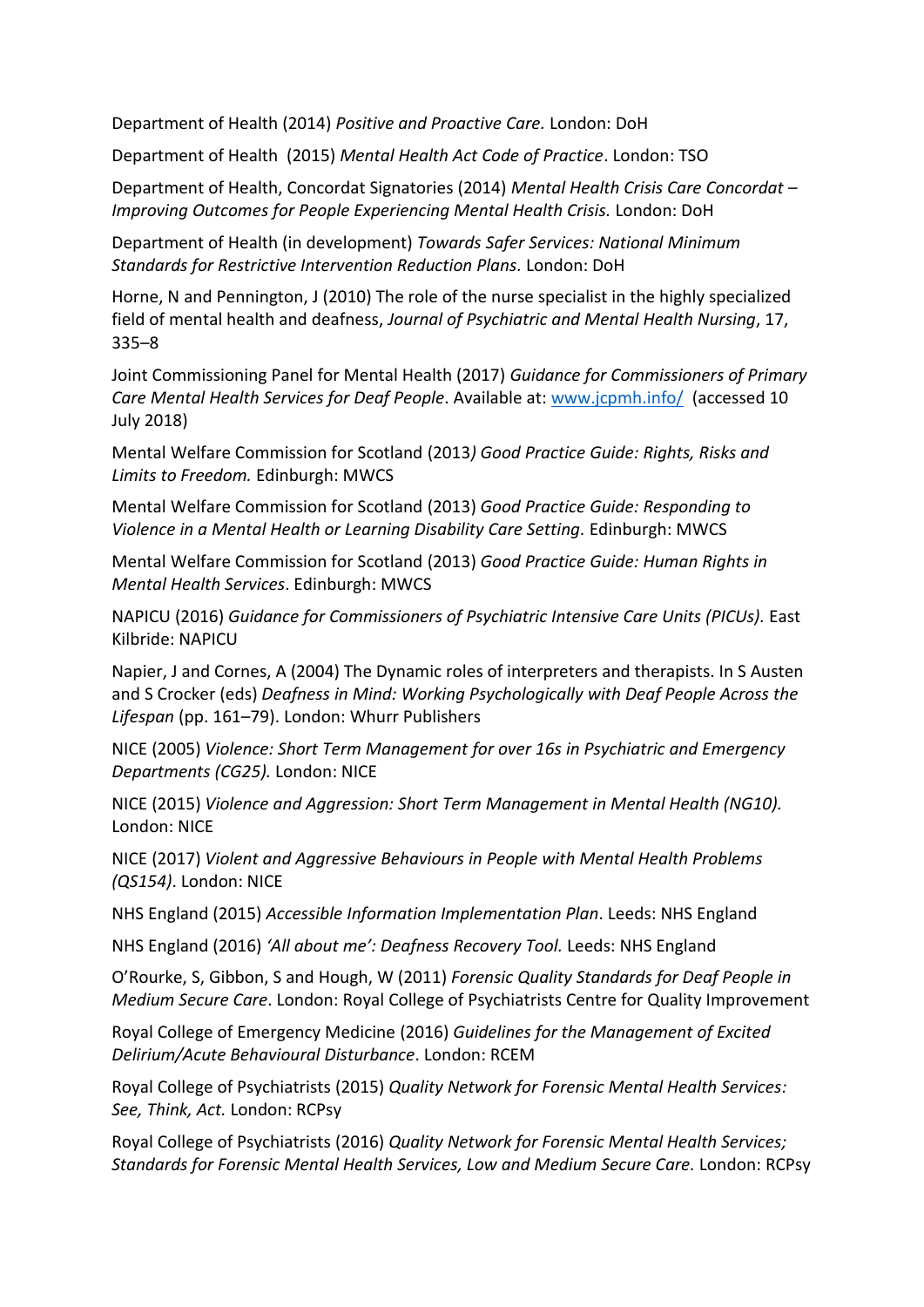Department of Health (2014) *Positive and Proactive Care.* London: DoH

Department of Health (2015) *Mental Health Act Code of Practice*. London: TSO

Department of Health, Concordat Signatories (2014) *Mental Health Crisis Care Concordat – Improving Outcomes for People Experiencing Mental Health Crisis.* London: DoH

Department of Health (in development) *Towards Safer Services: National Minimum Standards for Restrictive Intervention Reduction Plans.* London: DoH

Horne, N and Pennington, J (2010) The role of the nurse specialist in the highly specialized field of mental health and deafness, *Journal of Psychiatric and Mental Health Nursing*, 17, 335–8

Joint Commissioning Panel for Mental Health (2017) *Guidance for Commissioners of Primary Care Mental Health Services for Deaf People*. Available at: [www.jcpmh.info/](www.jcpmh.info/) (accessed 10 July 2018)

Mental Welfare Commission for Scotland (2013*) Good Practice Guide: Rights, Risks and Limits to Freedom.* Edinburgh: MWCS

Mental Welfare Commission for Scotland (2013) *Good Practice Guide: Responding to Violence in a Mental Health or Learning Disability Care Setting.* Edinburgh: MWCS

Mental Welfare Commission for Scotland (2013) *Good Practice Guide: Human Rights in Mental Health Services*. Edinburgh: MWCS

NAPICU (2016) *Guidance for Commissioners of Psychiatric Intensive Care Units (PICUs).* East Kilbride: NAPICU

Napier, J and Cornes, A (2004) The Dynamic roles of interpreters and therapists. In S Austen and S Crocker (eds) *Deafness in Mind: Working Psychologically with Deaf People Across the Lifespan* (pp. 161–79). London: Whurr Publishers

NICE (2005) *Violence: Short Term Management for over 16s in Psychiatric and Emergency Departments (CG25).* London: NICE

NICE (2015) *Violence and Aggression: Short Term Management in Mental Health (NG10).* London: NICE

NICE (2017) *Violent and Aggressive Behaviours in People with Mental Health Problems (QS154)*. London: NICE

NHS England (2015) *Accessible Information Implementation Plan*. Leeds: NHS England

NHS England (2016) *'All about me': Deafness Recovery Tool.* Leeds: NHS England

O'Rourke, S, Gibbon, S and Hough, W (2011) *Forensic Quality Standards for Deaf People in Medium Secure Care*. London: Royal College of Psychiatrists Centre for Quality Improvement

Royal College of Emergency Medicine (2016) *Guidelines for the Management of Excited Delirium/Acute Behavioural Disturbance*. London: RCEM

Royal College of Psychiatrists (2015) *Quality Network for Forensic Mental Health Services: See, Think, Act.* London: RCPsy

Royal College of Psychiatrists (2016) *Quality Network for Forensic Mental Health Services; Standards for Forensic Mental Health Services, Low and Medium Secure Care.* London: RCPsy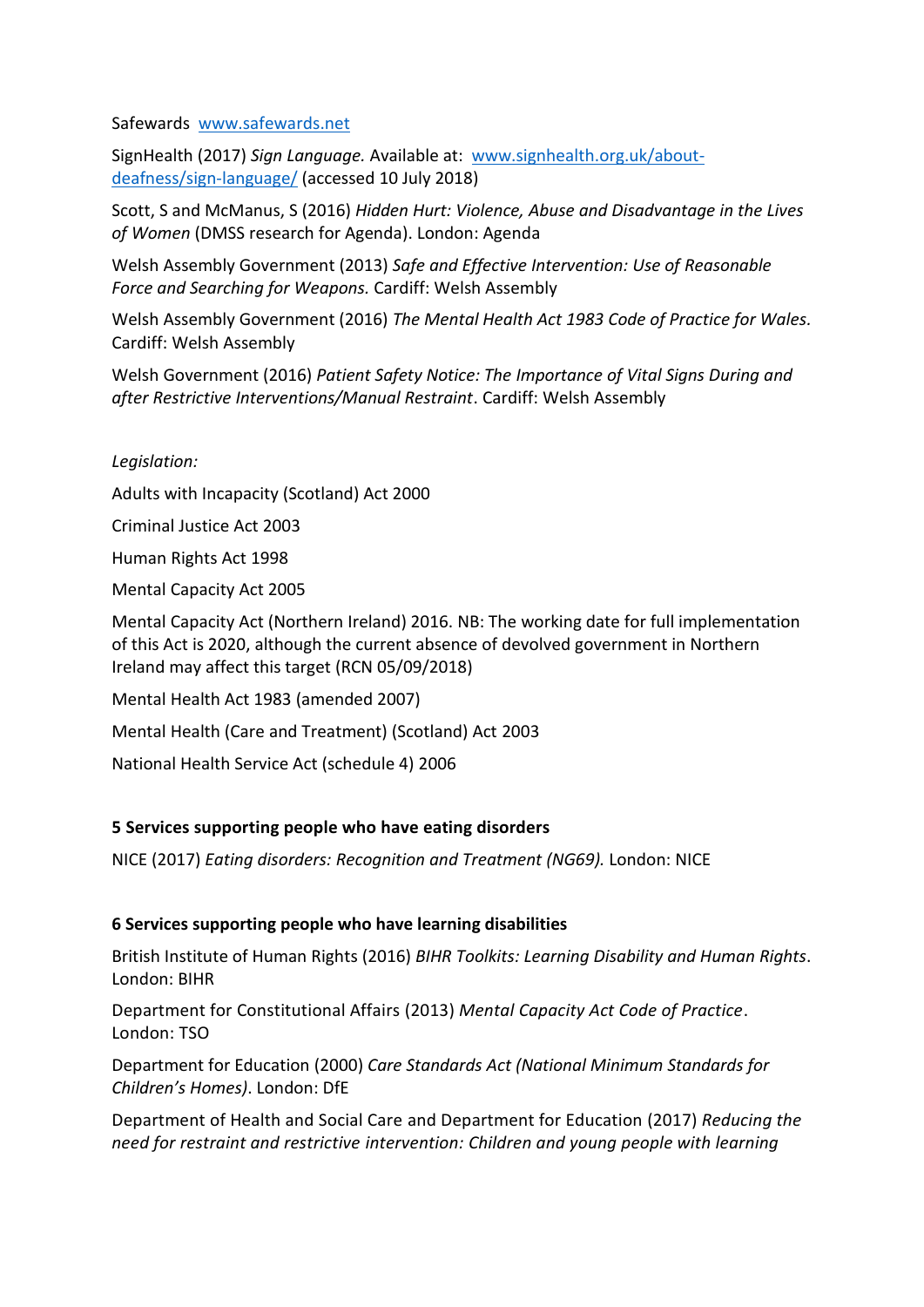Safewards [www.safewards.net](http://www.safewards.net)

SignHealth (2017) *Sign Language.* Available at: [www.signhealth.org.uk/about-deafness/sign-language/](http://www.signhealth.org.uk/about-deafness/sign-language/) (accessed 10 July 2018)

Scott, S and McManus, S (2016) *Hidden Hurt: Violence, Abuse and Disadvantage in the Lives of Women* (DMSS research for Agenda). London: Agenda

Welsh Assembly Government (2013) *Safe and Effective Intervention: Use of Reasonable Force and Searching for Weapons.* Cardiff: Welsh Assembly

Welsh Assembly Government (2016) *The Mental Health Act 1983 Code of Practice for Wales.* Cardiff: Welsh Assembly

Welsh Government (2016) *Patient Safety Notice: The Importance of Vital Signs During and after Restrictive Interventions/Manual Restraint*. Cardiff: Welsh Assembly

*Legislation:*

Adults with Incapacity (Scotland) Act 2000

Criminal Justice Act 2003

Human Rights Act 1998

Mental Capacity Act 2005

Mental Capacity Act (Northern Ireland) 2016. NB: The working date for full implementation of this Act is 2020, although the current absence of devolved government in Northern Ireland may affect this target (RCN 05/09/2018)

Mental Health Act 1983 (amended 2007)

Mental Health (Care and Treatment) (Scotland) Act 2003

National Health Service Act (schedule 4) 2006

## 5 Services supporting people who have eating disorders

NICE (2017) *Eating disorders: Recognition and Treatment (NG69).* London: NICE

## 6 Services supporting people who have learning disabilities

British Institute of Human Rights (2016) *BIHR Toolkits: Learning Disability and Human Rights*. London: BIHR

Department for Constitutional Affairs (2013) *Mental Capacity Act Code of Practice*. London: TSO

Department for Education (2000) *Care Standards Act (National Minimum Standards for Children's Homes)*. London: DfE

Department of Health and Social Care and Department for Education (2017) *Reducing the need for restraint and restrictive intervention: Children and young people with learning*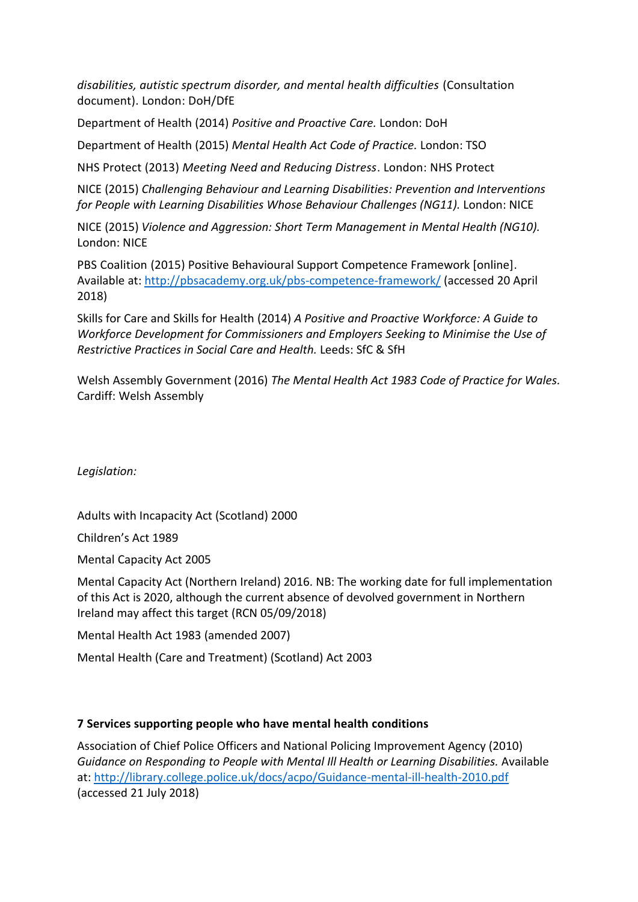*disabilities, autistic spectrum disorder, and mental health difficulties* (Consultation document). London: DoH/DfE

Department of Health (2014) *Positive and Proactive Care.* London: DoH

Department of Health (2015) *Mental Health Act Code of Practice.* London: TSO

NHS Protect (2013) *Meeting Need and Reducing Distress*. London: NHS Protect

NICE (2015) *Challenging Behaviour and Learning Disabilities: Prevention and Interventions for People with Learning Disabilities Whose Behaviour Challenges (NG11).* London: NICE

NICE (2015) *Violence and Aggression: Short Term Management in Mental Health (NG10).* London: NICE

PBS Coalition (2015) Positive Behavioural Support Competence Framework [online]. Available at: http://pbsacademy.org.uk/pbs-competence-framework/ (accessed 20 April 2018)

Skills for Care and Skills for Health (2014) *A Positive and Proactive Workforce: A Guide to Workforce Development for Commissioners and Employers Seeking to Minimise the Use of Restrictive Practices in Social Care and Health.* Leeds: SfC & SfH

Welsh Assembly Government (2016) *The Mental Health Act 1983 Code of Practice for Wales.* Cardiff: Welsh Assembly

*Legislation:*

Adults with Incapacity Act (Scotland) 2000

Children's Act 1989

Mental Capacity Act 2005

Mental Capacity Act (Northern Ireland) 2016. NB: The working date for full implementation of this Act is 2020, although the current absence of devolved government in Northern Ireland may affect this target (RCN 05/09/2018)

Mental Health Act 1983 (amended 2007)

Mental Health (Care and Treatment) (Scotland) Act 2003

### 7 Services supporting people who have mental health conditions

Association of Chief Police Officers and National Policing Improvement Agency (2010) *Guidance on Responding to People with Mental Ill Health or Learning Disabilities.* Available at: http://library.college.police.uk/docs/acpo/Guidance-mental-ill-health-2010.pdf (accessed 21 July 2018)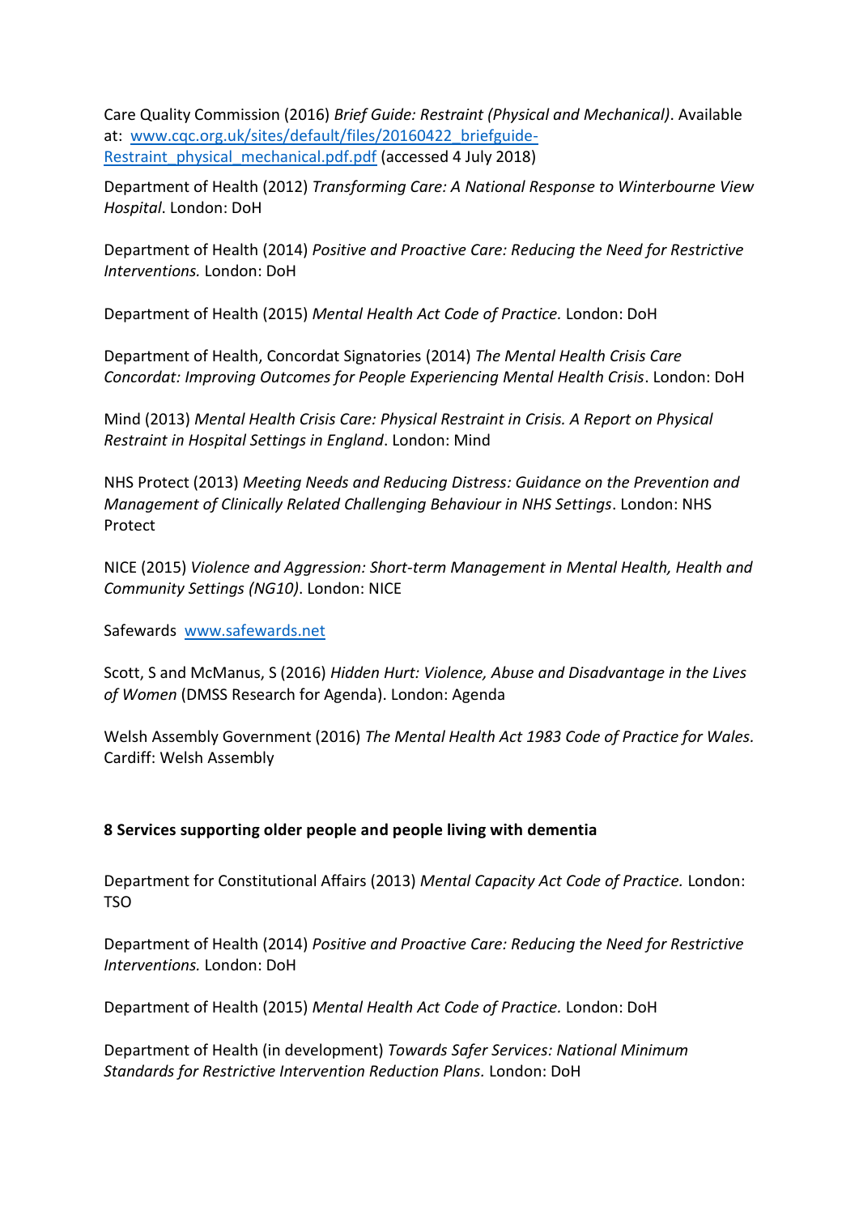Care Quality Commission (2016) *Brief Guide: Restraint (Physical and Mechanical)*. Available at: [www.cqc.org.uk/sites/default/files/20160422_briefguide-Restraint_physical_mechanical.pdf.pdf](www.cqc.org.uk/sites/default/files/20160422_briefguide-Restraint_physical_mechanical.pdf.pdf) (accessed 4 July 2018)

Department of Health (2012) *Transforming Care: A National Response to Winterbourne View Hospital*. London: DoH

Department of Health (2014) *Positive and Proactive Care: Reducing the Need for Restrictive Interventions.* London: DoH

Department of Health (2015) *Mental Health Act Code of Practice.* London: DoH

Department of Health, Concordat Signatories (2014) *The Mental Health Crisis Care Concordat: Improving Outcomes for People Experiencing Mental Health Crisis*. London: DoH

Mind (2013) *Mental Health Crisis Care: Physical Restraint in Crisis. A Report on Physical Restraint in Hospital Settings in England*. London: Mind

NHS Protect (2013) *Meeting Needs and Reducing Distress: Guidance on the Prevention and Management of Clinically Related Challenging Behaviour in NHS Settings*. London: NHS Protect

NICE (2015) *Violence and Aggression: Short-term Management in Mental Health, Health and Community Settings (NG10)*. London: NICE

Safewards [www.safewards.net](www.safewards.net)

Scott, S and McManus, S (2016) *Hidden Hurt: Violence, Abuse and Disadvantage in the Lives of Women* (DMSS Research for Agenda). London: Agenda

Welsh Assembly Government (2016) *The Mental Health Act 1983 Code of Practice for Wales.* Cardiff: Welsh Assembly

## 8 Services supporting older people and people living with dementia

Department for Constitutional Affairs (2013) *Mental Capacity Act Code of Practice.* London: TSO

Department of Health (2014) *Positive and Proactive Care: Reducing the Need for Restrictive Interventions.* London: DoH

Department of Health (2015) *Mental Health Act Code of Practice.* London: DoH

Department of Health (in development) *Towards Safer Services: National Minimum Standards for Restrictive Intervention Reduction Plans.* London: DoH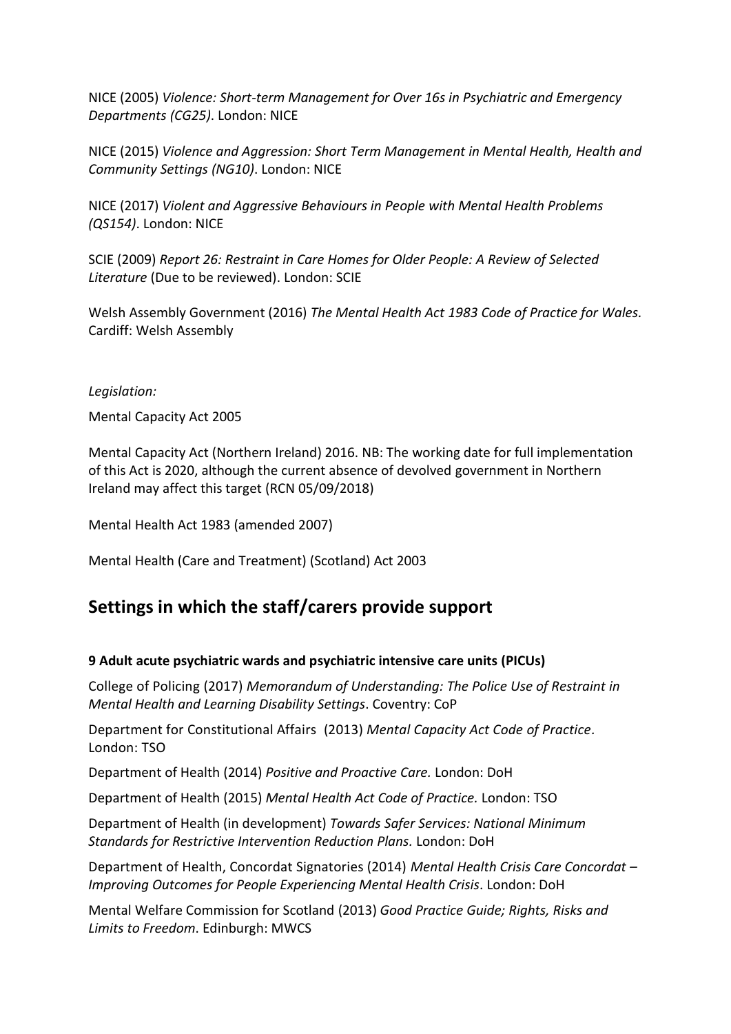NICE (2005) *Violence: Short-term Management for Over 16s in Psychiatric and Emergency Departments (CG25)*. London: NICE

NICE (2015) *Violence and Aggression: Short Term Management in Mental Health, Health and Community Settings (NG10)*. London: NICE

NICE (2017) *Violent and Aggressive Behaviours in People with Mental Health Problems (QS154)*. London: NICE

SCIE (2009) *Report 26: Restraint in Care Homes for Older People: A Review of Selected Literature* (Due to be reviewed). London: SCIE

Welsh Assembly Government (2016) *The Mental Health Act 1983 Code of Practice for Wales.* Cardiff: Welsh Assembly

*Legislation:*

Mental Capacity Act 2005

Mental Capacity Act (Northern Ireland) 2016. NB: The working date for full implementation of this Act is 2020, although the current absence of devolved government in Northern Ireland may affect this target (RCN 05/09/2018)

Mental Health Act 1983 (amended 2007)

Mental Health (Care and Treatment) (Scotland) Act 2003

## Settings in which the staff/carers provide support

#### 9 Adult acute psychiatric wards and psychiatric intensive care units (PICUs)

College of Policing (2017) *Memorandum of Understanding: The Police Use of Restraint in Mental Health and Learning Disability Settings*. Coventry: CoP

Department for Constitutional Affairs (2013) *Mental Capacity Act Code of Practice*. London: TSO

Department of Health (2014) *Positive and Proactive Care.* London: DoH

Department of Health (2015) *Mental Health Act Code of Practice.* London: TSO

Department of Health (in development) *Towards Safer Services: National Minimum Standards for Restrictive Intervention Reduction Plans.* London: DoH

Department of Health, Concordat Signatories (2014) *Mental Health Crisis Care Concordat – Improving Outcomes for People Experiencing Mental Health Crisis*. London: DoH

Mental Welfare Commission for Scotland (2013) *Good Practice Guide; Rights, Risks and Limits to Freedom*. Edinburgh: MWCS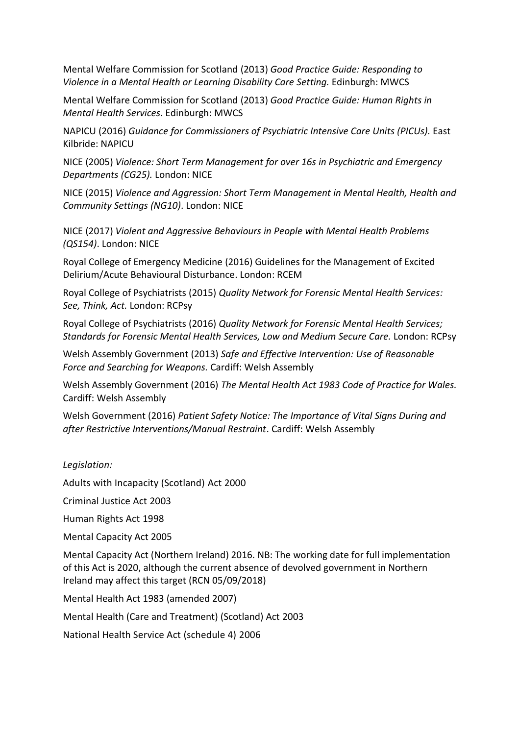Mental Welfare Commission for Scotland (2013) *Good Practice Guide: Responding to Violence in a Mental Health or Learning Disability Care Setting.* Edinburgh: MWCS

Mental Welfare Commission for Scotland (2013) *Good Practice Guide: Human Rights in Mental Health Services*. Edinburgh: MWCS

NAPICU (2016) *Guidance for Commissioners of Psychiatric Intensive Care Units (PICUs).* East Kilbride: NAPICU

NICE (2005) *Violence: Short Term Management for over 16s in Psychiatric and Emergency Departments (CG25).* London: NICE

NICE (2015) *Violence and Aggression: Short Term Management in Mental Health, Health and Community Settings (NG10)*. London: NICE

NICE (2017) *Violent and Aggressive Behaviours in People with Mental Health Problems (QS154)*. London: NICE

Royal College of Emergency Medicine (2016) Guidelines for the Management of Excited Delirium/Acute Behavioural Disturbance. London: RCEM

Royal College of Psychiatrists (2015) *Quality Network for Forensic Mental Health Services: See, Think, Act.* London: RCPsy

Royal College of Psychiatrists (2016) *Quality Network for Forensic Mental Health Services; Standards for Forensic Mental Health Services, Low and Medium Secure Care.* London: RCPsy

Welsh Assembly Government (2013) *Safe and Effective Intervention: Use of Reasonable Force and Searching for Weapons.* Cardiff: Welsh Assembly

Welsh Assembly Government (2016) *The Mental Health Act 1983 Code of Practice for Wales.* Cardiff: Welsh Assembly

Welsh Government (2016) *Patient Safety Notice: The Importance of Vital Signs During and after Restrictive Interventions/Manual Restraint*. Cardiff: Welsh Assembly

*Legislation:*

Adults with Incapacity (Scotland) Act 2000

Criminal Justice Act 2003

Human Rights Act 1998

Mental Capacity Act 2005

Mental Capacity Act (Northern Ireland) 2016. NB: The working date for full implementation of this Act is 2020, although the current absence of devolved government in Northern Ireland may affect this target (RCN 05/09/2018)

Mental Health Act 1983 (amended 2007)

Mental Health (Care and Treatment) (Scotland) Act 2003

National Health Service Act (schedule 4) 2006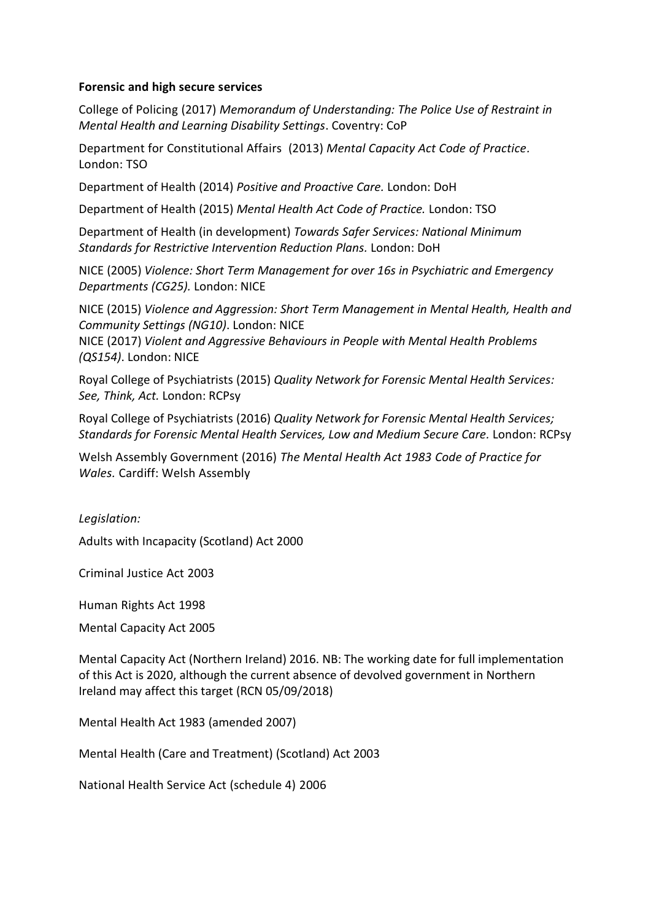**Forensic and high secure services**

College of Policing (2017) *Memorandum of Understanding: The Police Use of Restraint in Mental Health and Learning Disability Settings*. Coventry: CoP

Department for Constitutional Affairs (2013) *Mental Capacity Act Code of Practice*. London: TSO

Department of Health (2014) *Positive and Proactive Care.* London: DoH

Department of Health (2015) *Mental Health Act Code of Practice.* London: TSO

Department of Health (in development) *Towards Safer Services: National Minimum Standards for Restrictive Intervention Reduction Plans.* London: DoH

NICE (2005) *Violence: Short Term Management for over 16s in Psychiatric and Emergency Departments (CG25).* London: NICE

NICE (2015) *Violence and Aggression: Short Term Management in Mental Health, Health and Community Settings (NG10)*. London: NICE
NICE (2017) *Violent and Aggressive Behaviours in People with Mental Health Problems (QS154)*. London: NICE

Royal College of Psychiatrists (2015) *Quality Network for Forensic Mental Health Services: See, Think, Act.* London: RCPsy

Royal College of Psychiatrists (2016) *Quality Network for Forensic Mental Health Services; Standards for Forensic Mental Health Services, Low and Medium Secure Care.* London: RCPsy

Welsh Assembly Government (2016) *The Mental Health Act 1983 Code of Practice for Wales.* Cardiff: Welsh Assembly

*Legislation:*

Adults with Incapacity (Scotland) Act 2000

Criminal Justice Act 2003

Human Rights Act 1998

Mental Capacity Act 2005

Mental Capacity Act (Northern Ireland) 2016. NB: The working date for full implementation of this Act is 2020, although the current absence of devolved government in Northern Ireland may affect this target (RCN 05/09/2018)

Mental Health Act 1983 (amended 2007)

Mental Health (Care and Treatment) (Scotland) Act 2003

National Health Service Act (schedule 4) 2006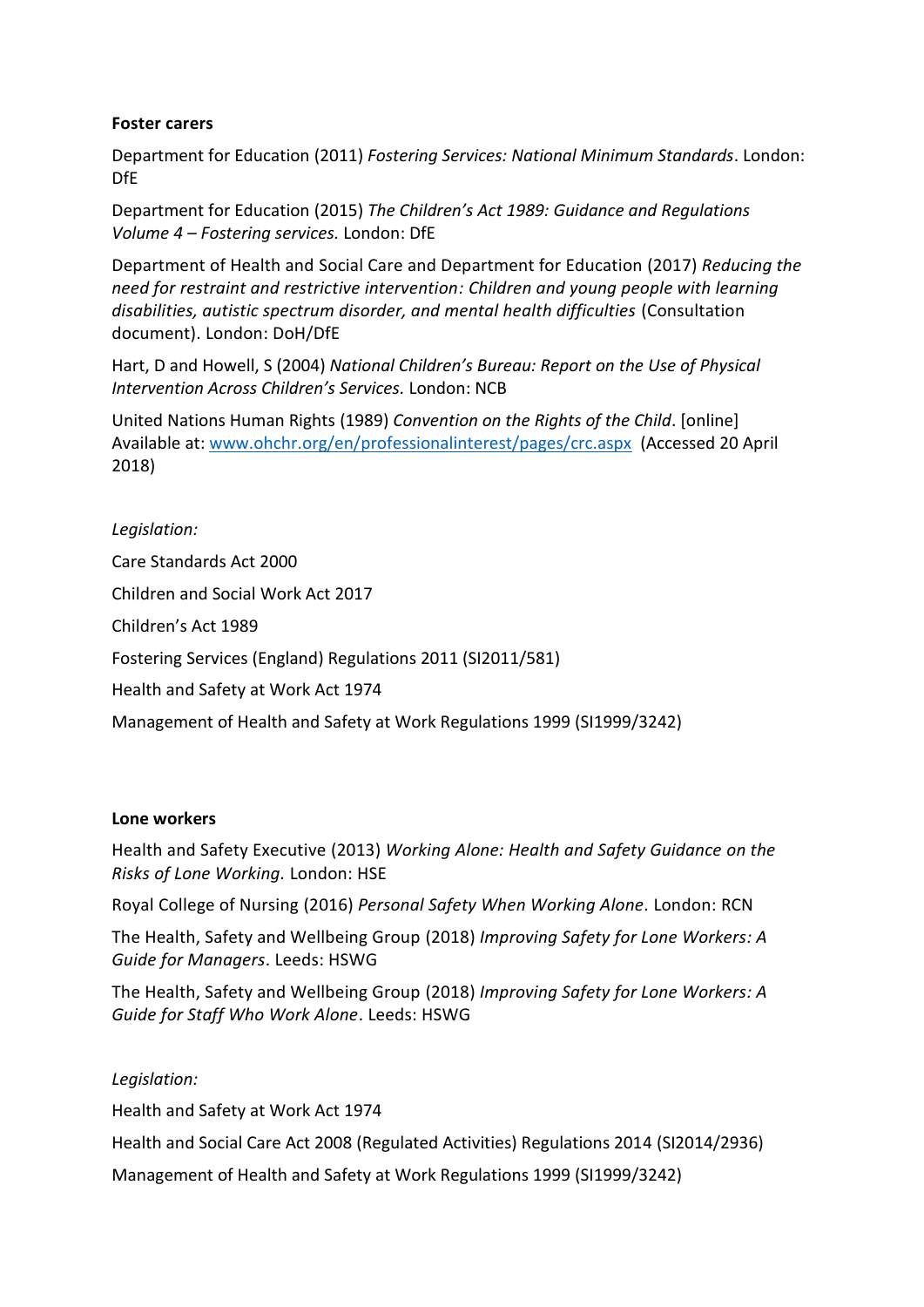**Foster carers**

Department for Education (2011) *Fostering Services: National Minimum Standards*. London: DfE

Department for Education (2015) *The Children's Act 1989: Guidance and Regulations Volume 4 – Fostering services.* London: DfE

Department of Health and Social Care and Department for Education (2017) *Reducing the need for restraint and restrictive intervention: Children and young people with learning disabilities, autistic spectrum disorder, and mental health difficulties* (Consultation document). London: DoH/DfE

Hart, D and Howell, S (2004) *National Children's Bureau: Report on the Use of Physical Intervention Across Children's Services.* London: NCB

United Nations Human Rights (1989) *Convention on the Rights of the Child*. [online] Available at: [www.ohchr.org/en/professionalinterest/pages/crc.aspx](www.ohchr.org/en/professionalinterest/pages/crc.aspx) (Accessed 20 April 2018)

*Legislation:*

Care Standards Act 2000

Children and Social Work Act 2017

Children's Act 1989

Fostering Services (England) Regulations 2011 (SI2011/581)

Health and Safety at Work Act 1974

Management of Health and Safety at Work Regulations 1999 (SI1999/3242)

**Lone workers**

Health and Safety Executive (2013) *Working Alone: Health and Safety Guidance on the Risks of Lone Working.* London: HSE

Royal College of Nursing (2016) *Personal Safety When Working Alone.* London: RCN

The Health, Safety and Wellbeing Group (2018) *Improving Safety for Lone Workers: A Guide for Managers*. Leeds: HSWG

The Health, Safety and Wellbeing Group (2018) *Improving Safety for Lone Workers: A Guide for Staff Who Work Alone*. Leeds: HSWG

*Legislation:*

Health and Safety at Work Act 1974

Health and Social Care Act 2008 (Regulated Activities) Regulations 2014 (SI2014/2936)

Management of Health and Safety at Work Regulations 1999 (SI1999/3242)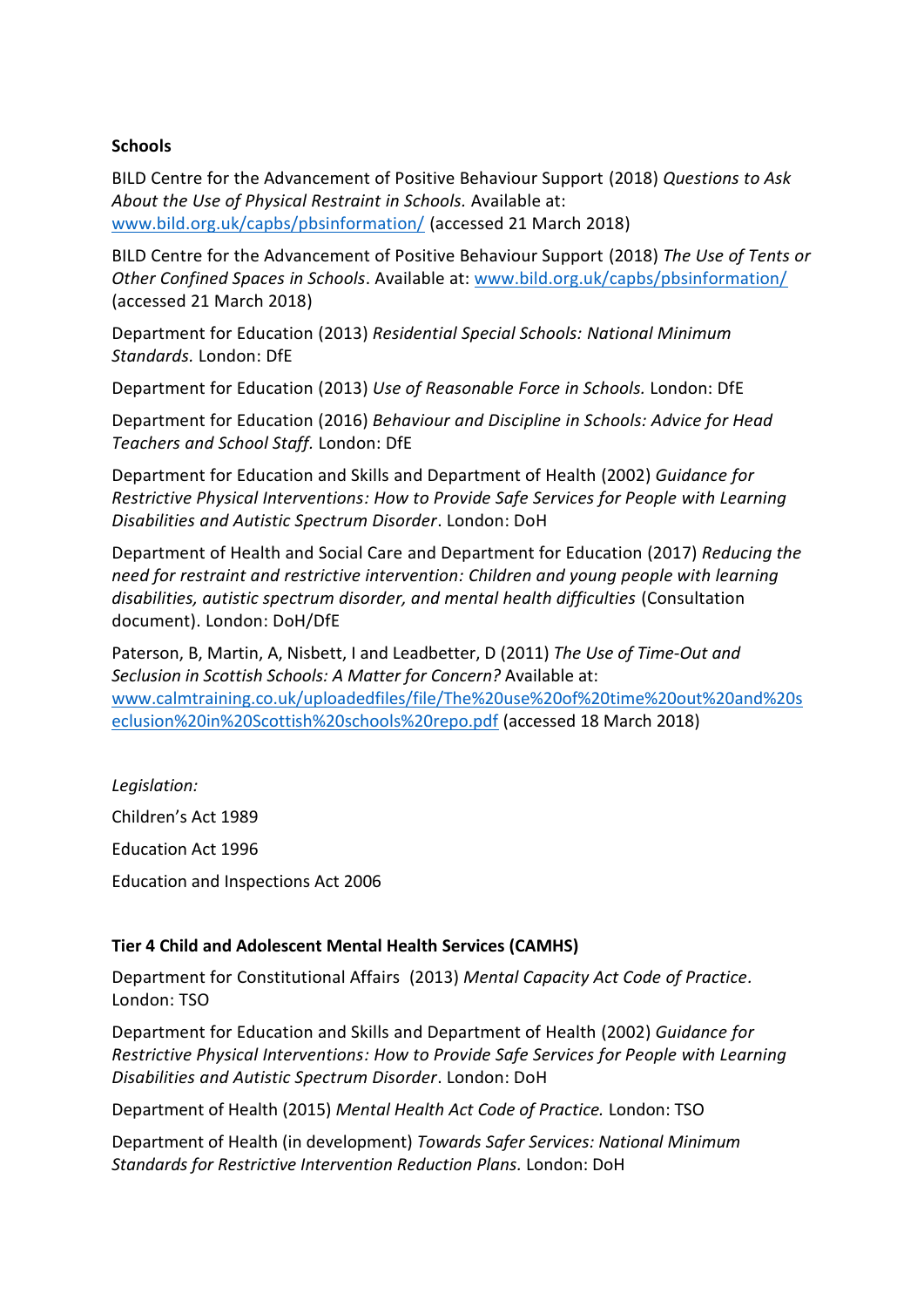**Schools**

BILD Centre for the Advancement of Positive Behaviour Support (2018) *Questions to Ask About the Use of Physical Restraint in Schools.* Available at: [www.bild.org.uk/capbs/pbsinformation/](www.bild.org.uk/capbs/pbsinformation/) (accessed 21 March 2018)

BILD Centre for the Advancement of Positive Behaviour Support (2018) *The Use of Tents or Other Confined Spaces in Schools*. Available at: [www.bild.org.uk/capbs/pbsinformation/](www.bild.org.uk/capbs/pbsinformation/) (accessed 21 March 2018)

Department for Education (2013) *Residential Special Schools: National Minimum Standards.* London: DfE

Department for Education (2013) *Use of Reasonable Force in Schools.* London: DfE

Department for Education (2016) *Behaviour and Discipline in Schools: Advice for Head Teachers and School Staff.* London: DfE

Department for Education and Skills and Department of Health (2002) *Guidance for Restrictive Physical Interventions: How to Provide Safe Services for People with Learning Disabilities and Autistic Spectrum Disorder*. London: DoH

Department of Health and Social Care and Department for Education (2017) *Reducing the need for restraint and restrictive intervention: Children and young people with learning disabilities, autistic spectrum disorder, and mental health difficulties* (Consultation document). London: DoH/DfE

Paterson, B, Martin, A, Nisbett, I and Leadbetter, D (2011) *The Use of Time-Out and Seclusion in Scottish Schools: A Matter for Concern?* Available at: [www.calmtraining.co.uk/uploadedfiles/file/The%20use%20of%20time%20out%20and%20seclusion%20in%20Scottish%20schools%20repo.pdf](www.calmtraining.co.uk/uploadedfiles/file/The%20use%20of%20time%20out%20and%20seclusion%20in%20Scottish%20schools%20repo.pdf) (accessed 18 March 2018)

*Legislation:*

Children's Act 1989

Education Act 1996

Education and Inspections Act 2006

**Tier 4 Child and Adolescent Mental Health Services (CAMHS)**

Department for Constitutional Affairs (2013) *Mental Capacity Act Code of Practice*. London: TSO

Department for Education and Skills and Department of Health (2002) *Guidance for Restrictive Physical Interventions: How to Provide Safe Services for People with Learning Disabilities and Autistic Spectrum Disorder*. London: DoH

Department of Health (2015) *Mental Health Act Code of Practice.* London: TSO

Department of Health (in development) *Towards Safer Services: National Minimum Standards for Restrictive Intervention Reduction Plans.* London: DoH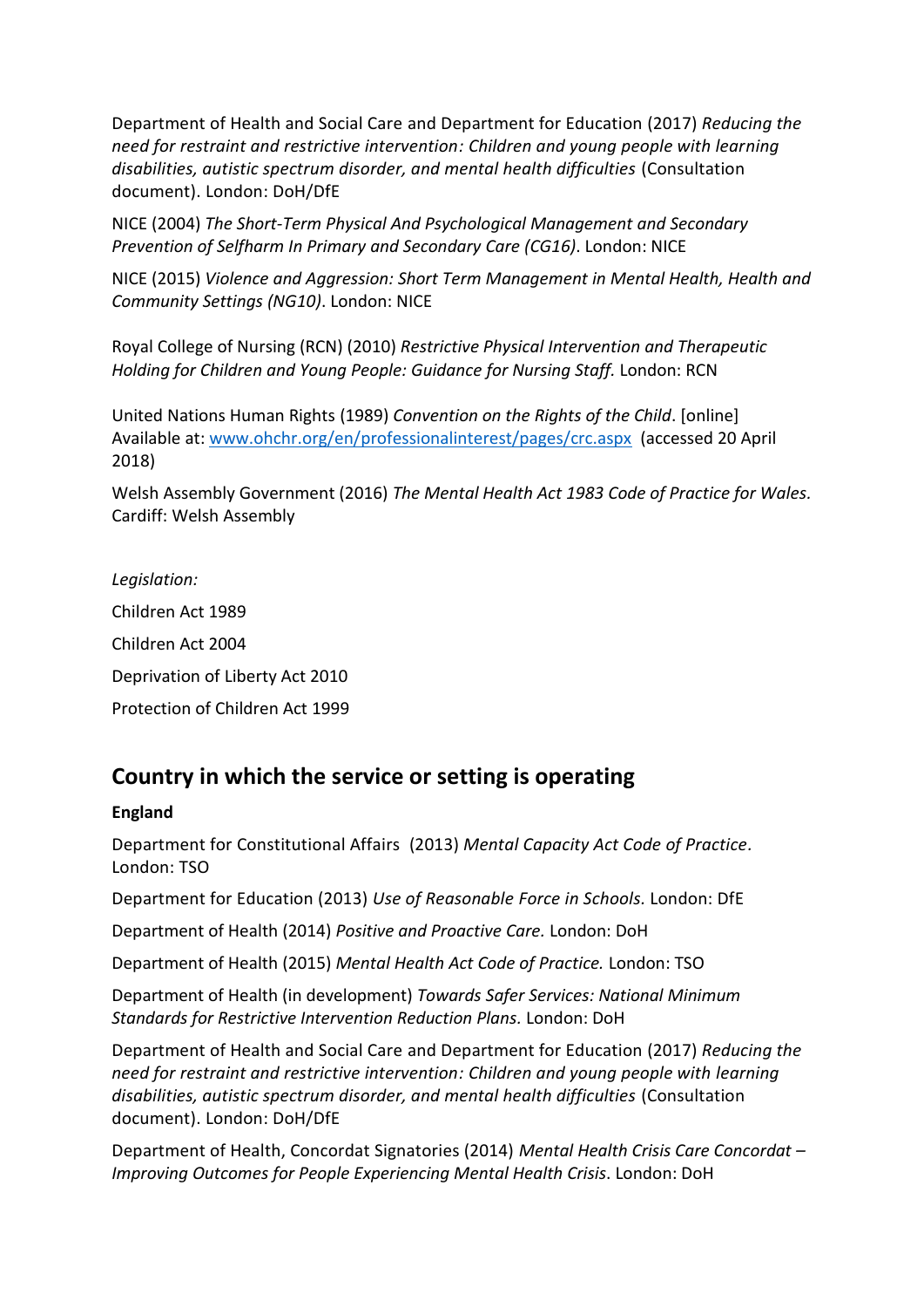Department of Health and Social Care and Department for Education (2017) *Reducing the need for restraint and restrictive intervention: Children and young people with learning disabilities, autistic spectrum disorder, and mental health difficulties* (Consultation document). London: DoH/DfE

NICE (2004) *The Short-Term Physical And Psychological Management and Secondary Prevention of Selfharm In Primary and Secondary Care (CG16)*. London: NICE

NICE (2015) *Violence and Aggression: Short Term Management in Mental Health, Health and Community Settings (NG10)*. London: NICE

Royal College of Nursing (RCN) (2010) *Restrictive Physical Intervention and Therapeutic Holding for Children and Young People: Guidance for Nursing Staff.* London: RCN

United Nations Human Rights (1989) *Convention on the Rights of the Child*. [online] Available at: [www.ohchr.org/en/professionalinterest/pages/crc.aspx](www.ohchr.org/en/professionalinterest/pages/crc.aspx) (accessed 20 April 2018)

Welsh Assembly Government (2016) *The Mental Health Act 1983 Code of Practice for Wales.* Cardiff: Welsh Assembly

*Legislation:*

Children Act 1989

Children Act 2004

Deprivation of Liberty Act 2010

Protection of Children Act 1999

## Country in which the service or setting is operating

**England**

Department for Constitutional Affairs (2013) *Mental Capacity Act Code of Practice.* London: TSO

Department for Education (2013) *Use of Reasonable Force in Schools.* London: DfE

Department of Health (2014) *Positive and Proactive Care.* London: DoH

Department of Health (2015) *Mental Health Act Code of Practice.* London: TSO

Department of Health (in development) *Towards Safer Services: National Minimum Standards for Restrictive Intervention Reduction Plans.* London: DoH

Department of Health and Social Care and Department for Education (2017) *Reducing the need for restraint and restrictive intervention: Children and young people with learning disabilities, autistic spectrum disorder, and mental health difficulties* (Consultation document). London: DoH/DfE

Department of Health, Concordat Signatories (2014) *Mental Health Crisis Care Concordat – Improving Outcomes for People Experiencing Mental Health Crisis*. London: DoH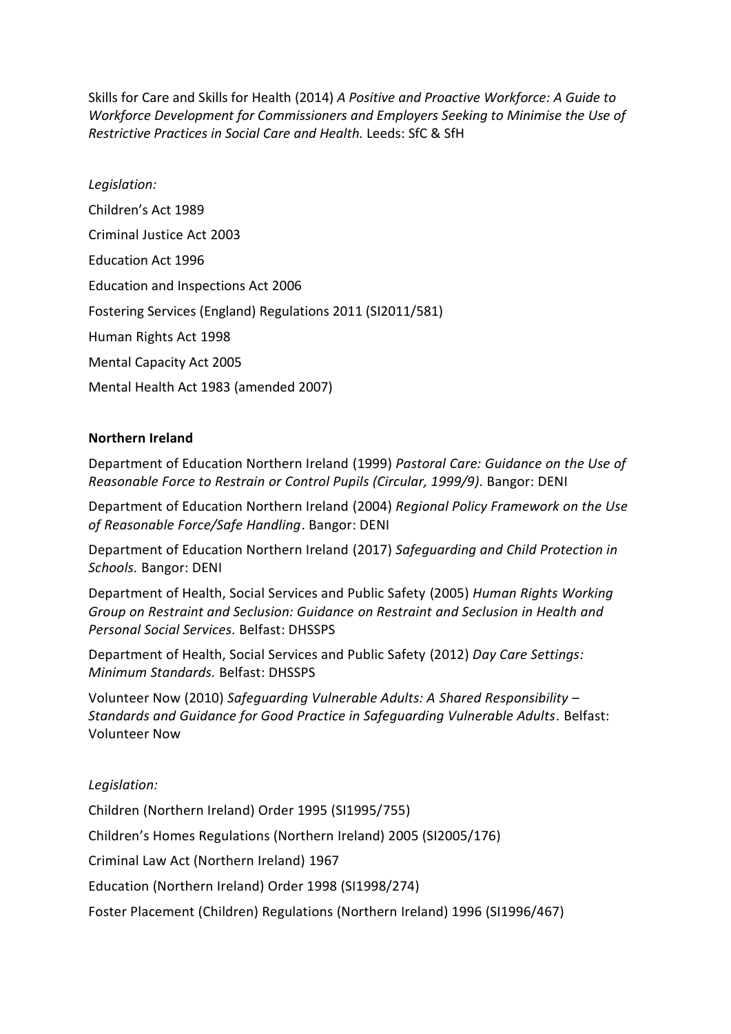Skills for Care and Skills for Health (2014) *A Positive and Proactive Workforce: A Guide to Workforce Development for Commissioners and Employers Seeking to Minimise the Use of Restrictive Practices in Social Care and Health.* Leeds: SfC & SfH

*Legislation:*

Children's Act 1989

Criminal Justice Act 2003

Education Act 1996

Education and Inspections Act 2006

Fostering Services (England) Regulations 2011 (SI2011/581)

Human Rights Act 1998

Mental Capacity Act 2005

Mental Health Act 1983 (amended 2007)

**Northern Ireland**

Department of Education Northern Ireland (1999) *Pastoral Care: Guidance on the Use of Reasonable Force to Restrain or Control Pupils (Circular, 1999/9).* Bangor: DENI

Department of Education Northern Ireland (2004) *Regional Policy Framework on the Use of Reasonable Force/Safe Handling*. Bangor: DENI

Department of Education Northern Ireland (2017) *Safeguarding and Child Protection in Schools.* Bangor: DENI

Department of Health, Social Services and Public Safety (2005) *Human Rights Working Group on Restraint and Seclusion: Guidance on Restraint and Seclusion in Health and Personal Social Services.* Belfast: DHSSPS

Department of Health, Social Services and Public Safety (2012) *Day Care Settings: Minimum Standards.* Belfast: DHSSPS

Volunteer Now (2010) *Safeguarding Vulnerable Adults: A Shared Responsibility – Standards and Guidance for Good Practice in Safeguarding Vulnerable Adults*. Belfast: Volunteer Now

*Legislation:*

Children (Northern Ireland) Order 1995 (SI1995/755)

Children's Homes Regulations (Northern Ireland) 2005 (SI2005/176)

Criminal Law Act (Northern Ireland) 1967

Education (Northern Ireland) Order 1998 (SI1998/274)

Foster Placement (Children) Regulations (Northern Ireland) 1996 (SI1996/467)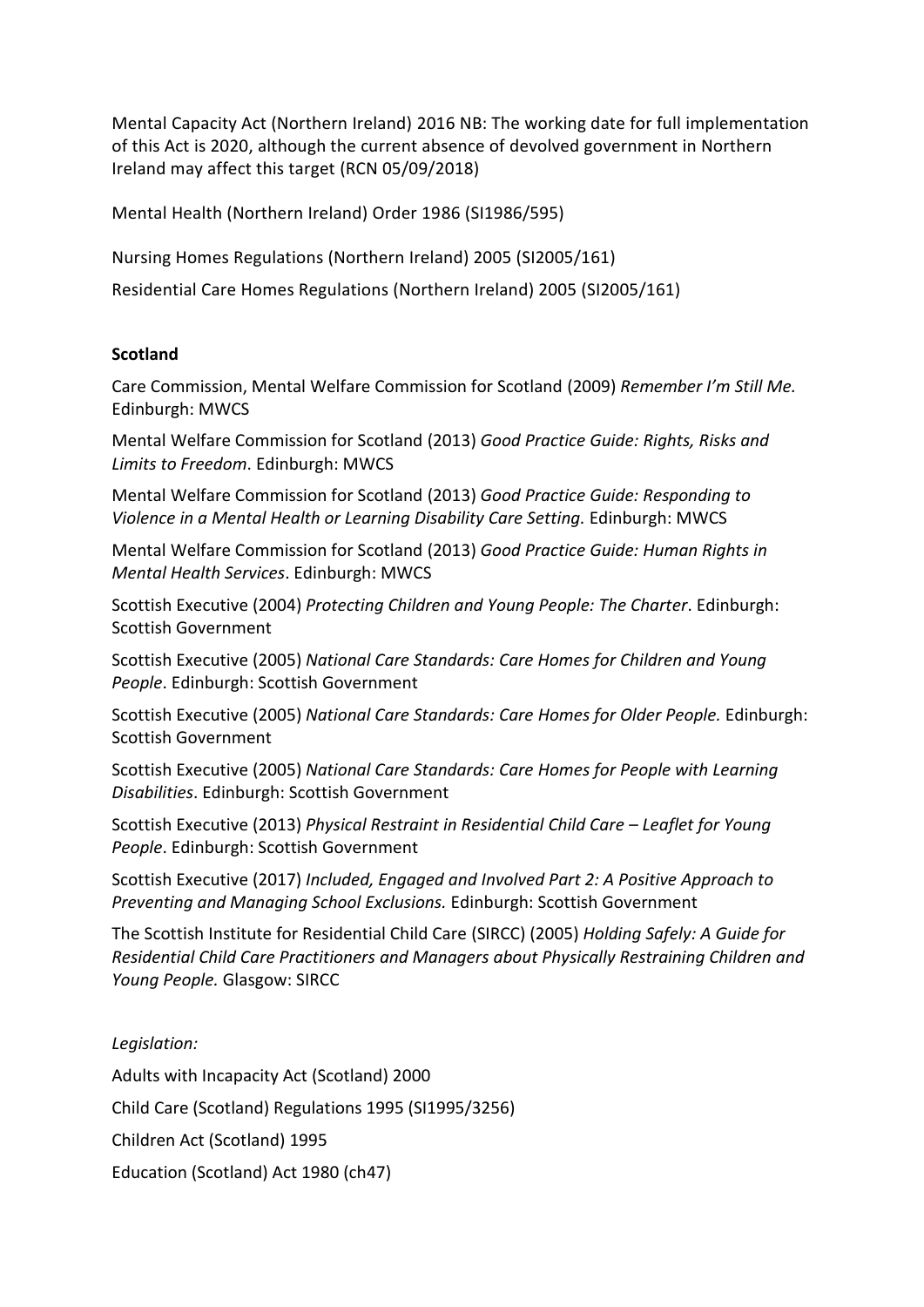Mental Capacity Act (Northern Ireland) 2016 NB: The working date for full implementation of this Act is 2020, although the current absence of devolved government in Northern Ireland may affect this target (RCN 05/09/2018)

Mental Health (Northern Ireland) Order 1986 (SI1986/595)

Nursing Homes Regulations (Northern Ireland) 2005 (SI2005/161)

Residential Care Homes Regulations (Northern Ireland) 2005 (SI2005/161)

**Scotland**

Care Commission, Mental Welfare Commission for Scotland (2009) *Remember I'm Still Me.* Edinburgh: MWCS

Mental Welfare Commission for Scotland (2013) *Good Practice Guide: Rights, Risks and Limits to Freedom*. Edinburgh: MWCS

Mental Welfare Commission for Scotland (2013) *Good Practice Guide: Responding to Violence in a Mental Health or Learning Disability Care Setting.* Edinburgh: MWCS

Mental Welfare Commission for Scotland (2013) *Good Practice Guide: Human Rights in Mental Health Services*. Edinburgh: MWCS

Scottish Executive (2004) *Protecting Children and Young People: The Charter*. Edinburgh: Scottish Government

Scottish Executive (2005) *National Care Standards: Care Homes for Children and Young People*. Edinburgh: Scottish Government

Scottish Executive (2005) *National Care Standards: Care Homes for Older People.* Edinburgh: Scottish Government

Scottish Executive (2005) *National Care Standards: Care Homes for People with Learning Disabilities*. Edinburgh: Scottish Government

Scottish Executive (2013) *Physical Restraint in Residential Child Care – Leaflet for Young People*. Edinburgh: Scottish Government

Scottish Executive (2017) *Included, Engaged and Involved Part 2: A Positive Approach to Preventing and Managing School Exclusions.* Edinburgh: Scottish Government

The Scottish Institute for Residential Child Care (SIRCC) (2005) *Holding Safely: A Guide for Residential Child Care Practitioners and Managers about Physically Restraining Children and Young People.* Glasgow: SIRCC

*Legislation:*

Adults with Incapacity Act (Scotland) 2000

Child Care (Scotland) Regulations 1995 (SI1995/3256)

Children Act (Scotland) 1995

Education (Scotland) Act 1980 (ch47)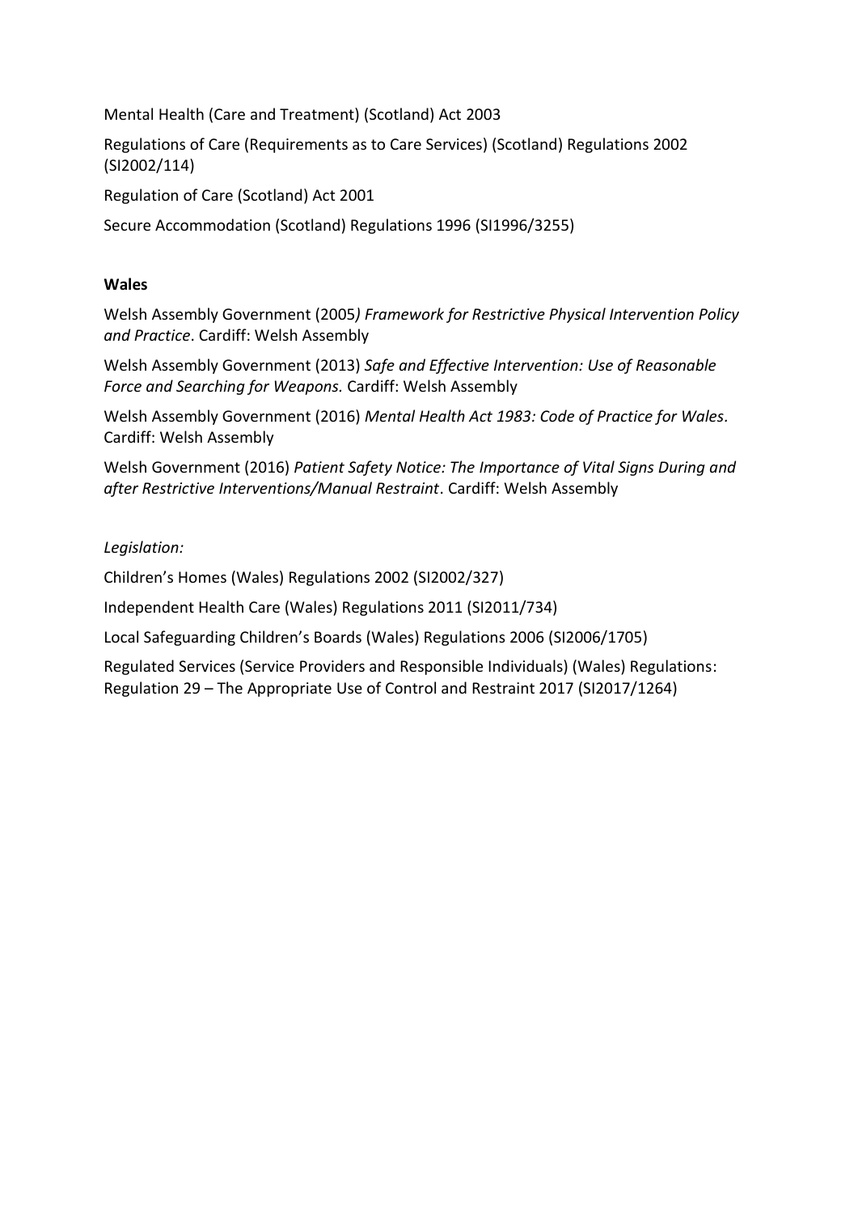Mental Health (Care and Treatment) (Scotland) Act 2003

Regulations of Care (Requirements as to Care Services) (Scotland) Regulations 2002 (SI2002/114)

Regulation of Care (Scotland) Act 2001

Secure Accommodation (Scotland) Regulations 1996 (SI1996/3255)

**Wales**

Welsh Assembly Government (2005*) Framework for Restrictive Physical Intervention Policy and Practice*. Cardiff: Welsh Assembly

Welsh Assembly Government (2013) *Safe and Effective Intervention: Use of Reasonable Force and Searching for Weapons.* Cardiff: Welsh Assembly

Welsh Assembly Government (2016) *Mental Health Act 1983: Code of Practice for Wales.* Cardiff: Welsh Assembly

Welsh Government (2016) *Patient Safety Notice: The Importance of Vital Signs During and after Restrictive Interventions/Manual Restraint*. Cardiff: Welsh Assembly

*Legislation:*

Children's Homes (Wales) Regulations 2002 (SI2002/327)

Independent Health Care (Wales) Regulations 2011 (SI2011/734)

Local Safeguarding Children's Boards (Wales) Regulations 2006 (SI2006/1705)

Regulated Services (Service Providers and Responsible Individuals) (Wales) Regulations: Regulation 29 – The Appropriate Use of Control and Restraint 2017 (SI2017/1264)